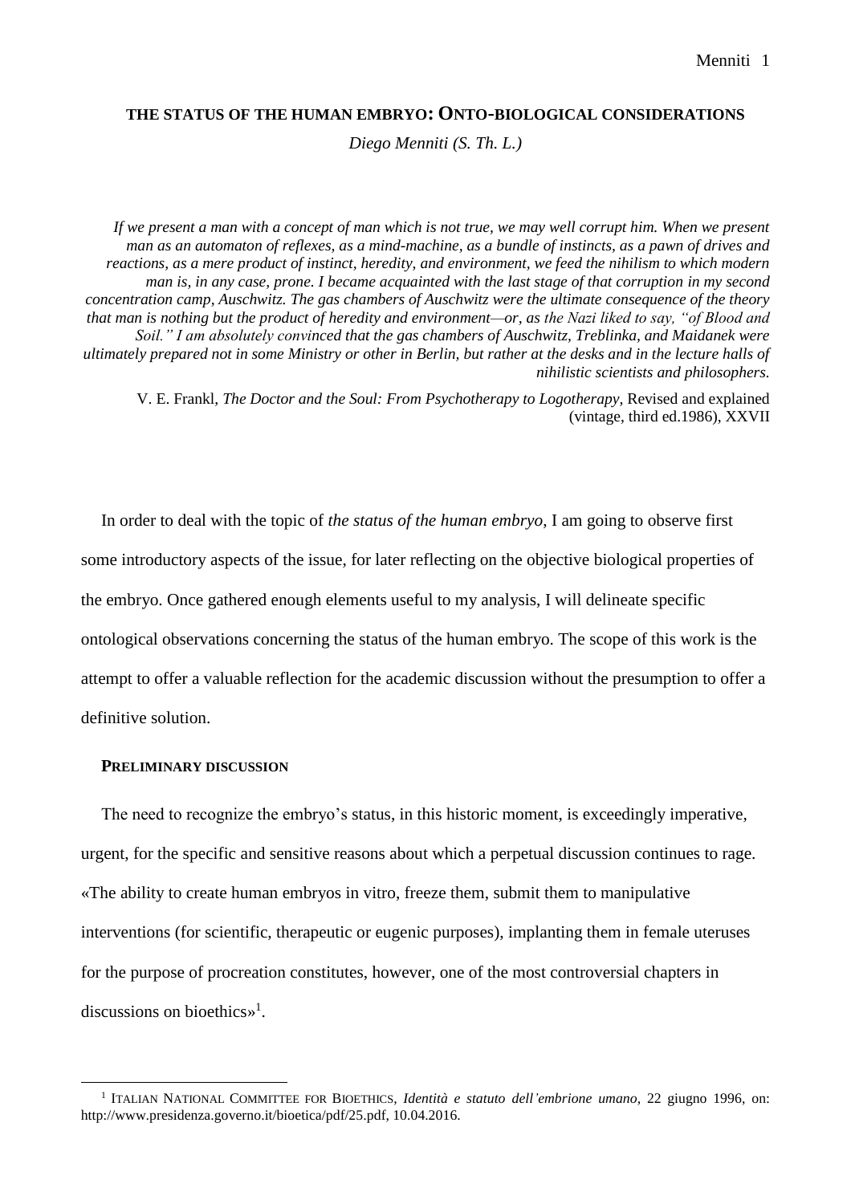# THE STATUS OF THE HUMAN EMBRYO: ONTO-BIOLOGICAL CONSIDERATIONS

*Diego Menniti (S. Th. L.)*

> *If we present a man with a concept of man which is not true, we may well corrupt him. When we present man as an automaton of reflexes, as a mind-machine, as a bundle of instincts, as a pawn of drives and reactions, as a mere product of instinct, heredity, and environment, we feed the nihilism to which modern man is, in any case, prone. I became acquainted with the last stage of that corruption in my second concentration camp, Auschwitz. The gas chambers of Auschwitz were the ultimate consequence of the theory that man is nothing but the product of heredity and environment—or, as the Nazi liked to say, "of Blood and Soil." I am absolutely convinced that the gas chambers of Auschwitz, Treblinka, and Maidanek were ultimately prepared not in some Ministry or other in Berlin, but rather at the desks and in the lecture halls of nihilistic scientists and philosophers.*
>
> V. E. Frankl, *The Doctor and the Soul: From Psychotherapy to Logotherapy*, Revised and explained (vintage, third ed.1986), XXVII

In order to deal with the topic of *the status of the human embryo*, I am going to observe first some introductory aspects of the issue, for later reflecting on the objective biological properties of the embryo. Once gathered enough elements useful to my analysis, I will delineate specific ontological observations concerning the status of the human embryo. The scope of this work is the attempt to offer a valuable reflection for the academic discussion without the presumption to offer a definitive solution.

## PRELIMINARY DISCUSSION

The need to recognize the embryo's status, in this historic moment, is exceedingly imperative, urgent, for the specific and sensitive reasons about which a perpetual discussion continues to rage. «The ability to create human embryos in vitro, freeze them, submit them to manipulative interventions (for scientific, therapeutic or eugenic purposes), implanting them in female uteruses for the purpose of procreation constitutes, however, one of the most controversial chapters in discussions on bioethics»[1].

---

[1] ITALIAN NATIONAL COMMITTEE FOR BIOETHICS, *Identità e statuto dell'embrione umano*, 22 giugno 1996, on: http://www.presidenza.governo.it/bioetica/pdf/25.pdf, 10.04.2016.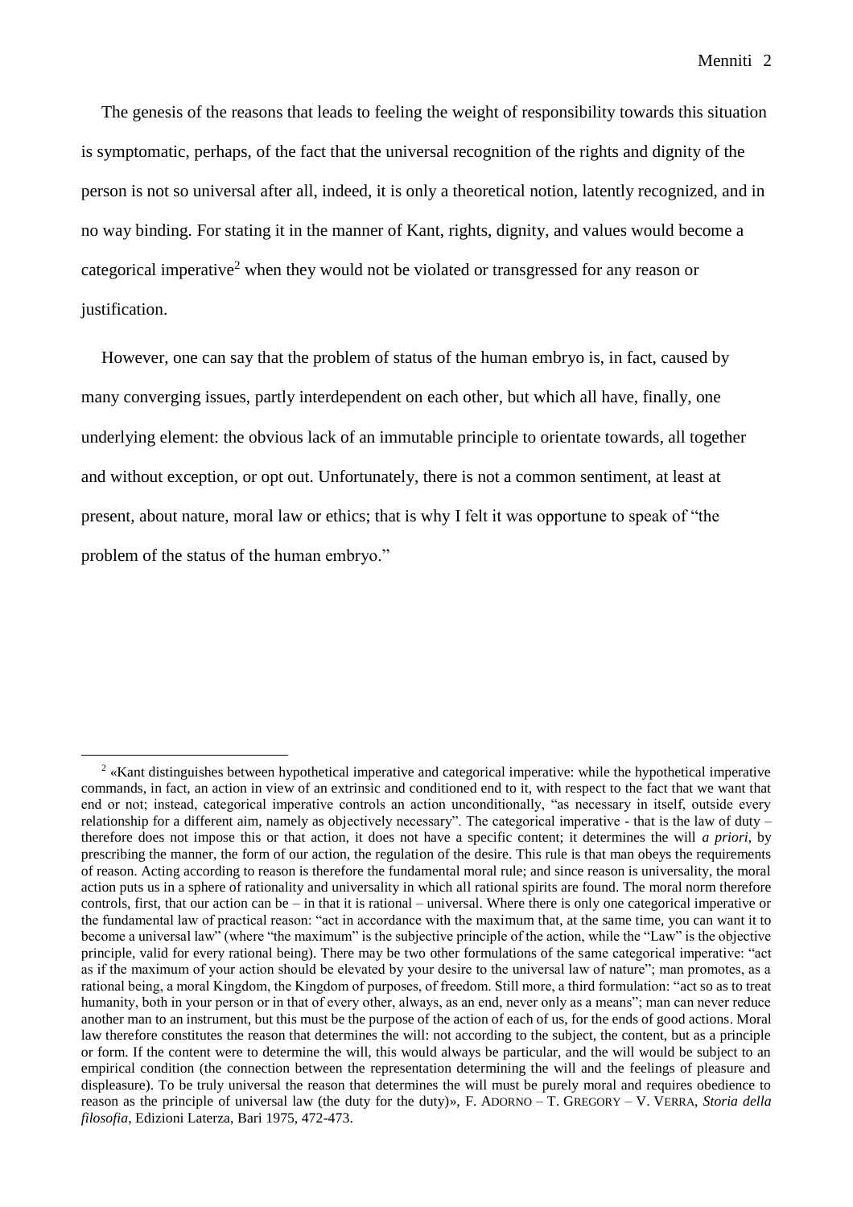The genesis of the reasons that leads to feeling the weight of responsibility towards this situation is symptomatic, perhaps, of the fact that the universal recognition of the rights and dignity of the person is not so universal after all, indeed, it is only a theoretical notion, latently recognized, and in no way binding. For stating it in the manner of Kant, rights, dignity, and values would become a categorical imperative[2] when they would not be violated or transgressed for any reason or justification.

However, one can say that the problem of status of the human embryo is, in fact, caused by many converging issues, partly interdependent on each other, but which all have, finally, one underlying element: the obvious lack of an immutable principle to orientate towards, all together and without exception, or opt out. Unfortunately, there is not a common sentiment, at least at present, about nature, moral law or ethics; that is why I felt it was opportune to speak of "the problem of the status of the human embryo."

[2] «Kant distinguishes between hypothetical imperative and categorical imperative: while the hypothetical imperative commands, in fact, an action in view of an extrinsic and conditioned end to it, with respect to the fact that we want that end or not; instead, categorical imperative controls an action unconditionally, "as necessary in itself, outside every relationship for a different aim, namely as objectively necessary". The categorical imperative - that is the law of duty – therefore does not impose this or that action, it does not have a specific content; it determines the will *a priori*, by prescribing the manner, the form of our action, the regulation of the desire. This rule is that man obeys the requirements of reason. Acting according to reason is therefore the fundamental moral rule; and since reason is universality, the moral action puts us in a sphere of rationality and universality in which all rational spirits are found. The moral norm therefore controls, first, that our action can be – in that it is rational – universal. Where there is only one categorical imperative or the fundamental law of practical reason: "act in accordance with the maximum that, at the same time, you can want it to become a universal law" (where "the maximum" is the subjective principle of the action, while the "Law" is the objective principle, valid for every rational being). There may be two other formulations of the same categorical imperative: "act as if the maximum of your action should be elevated by your desire to the universal law of nature"; man promotes, as a rational being, a moral Kingdom, the Kingdom of purposes, of freedom. Still more, a third formulation: "act so as to treat humanity, both in your person or in that of every other, always, as an end, never only as a means"; man can never reduce another man to an instrument, but this must be the purpose of the action of each of us, for the ends of good actions. Moral law therefore constitutes the reason that determines the will: not according to the subject, the content, but as a principle or form. If the content were to determine the will, this would always be particular, and the will would be subject to an empirical condition (the connection between the representation determining the will and the feelings of pleasure and displeasure). To be truly universal the reason that determines the will must be purely moral and requires obedience to reason as the principle of universal law (the duty for the duty)», F. ADORNO – T. GREGORY – V. VERRA, *Storia della filosofia*, Edizioni Laterza, Bari 1975, 472-473.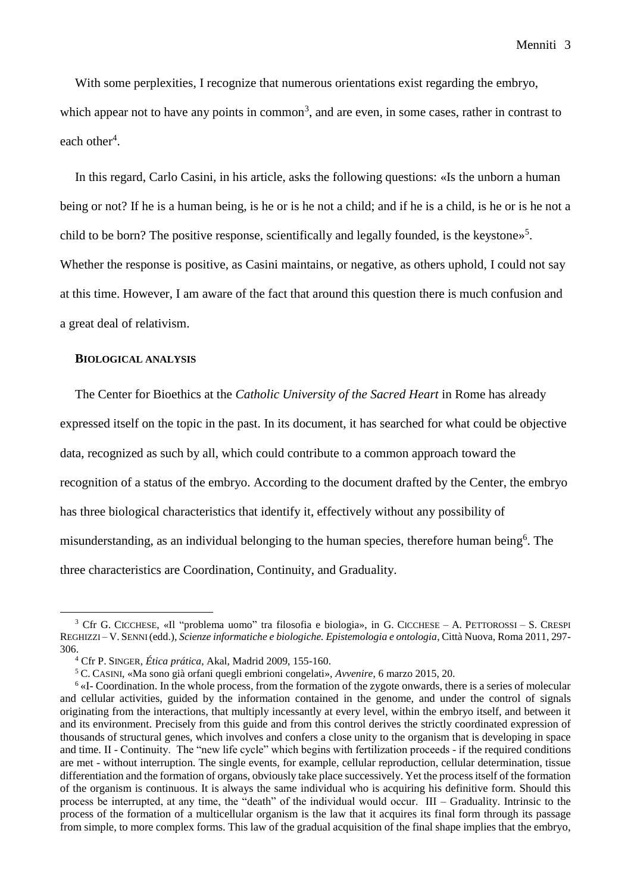With some perplexities, I recognize that numerous orientations exist regarding the embryo, which appear not to have any points in common[3], and are even, in some cases, rather in contrast to each other[4].

In this regard, Carlo Casini, in his article, asks the following questions: «Is the unborn a human being or not? If he is a human being, is he or is he not a child; and if he is a child, is he or is he not a child to be born? The positive response, scientifically and legally founded, is the keystone»[5]. Whether the response is positive, as Casini maintains, or negative, as others uphold, I could not say at this time. However, I am aware of the fact that around this question there is much confusion and a great deal of relativism.

**BIOLOGICAL ANALYSIS**

The Center for Bioethics at the *Catholic University of the Sacred Heart* in Rome has already expressed itself on the topic in the past. In its document, it has searched for what could be objective data, recognized as such by all, which could contribute to a common approach toward the recognition of a status of the embryo. According to the document drafted by the Center, the embryo has three biological characteristics that identify it, effectively without any possibility of misunderstanding, as an individual belonging to the human species, therefore human being[6]. The three characteristics are Coordination, Continuity, and Graduality.

---

[3] Cfr G. CICCHESE, «Il "problema uomo" tra filosofia e biologia», in G. CICCHESE – A. PETTOROSSI – S. CRESPI REGHIZZI – V. SENNI (edd.), *Scienze informatiche e biologiche. Epistemologia e ontologia*, Città Nuova, Roma 2011, 297-306.

[4] Cfr P. SINGER, *Ética prática*, Akal, Madrid 2009, 155-160.

[5] C. CASINI, «Ma sono già orfani quegli embrioni congelati», *Avvenire*, 6 marzo 2015, 20.

[6] «I- Coordination. In the whole process, from the formation of the zygote onwards, there is a series of molecular and cellular activities, guided by the information contained in the genome, and under the control of signals originating from the interactions, that multiply incessantly at every level, within the embryo itself, and between it and its environment. Precisely from this guide and from this control derives the strictly coordinated expression of thousands of structural genes, which involves and confers a close unity to the organism that is developing in space and time. II - Continuity. The "new life cycle" which begins with fertilization proceeds - if the required conditions are met - without interruption. The single events, for example, cellular reproduction, cellular determination, tissue differentiation and the formation of organs, obviously take place successively. Yet the process itself of the formation of the organism is continuous. It is always the same individual who is acquiring his definitive form. Should this process be interrupted, at any time, the "death" of the individual would occur. III – Graduality. Intrinsic to the process of the formation of a multicellular organism is the law that it acquires its final form through its passage from simple, to more complex forms. This law of the gradual acquisition of the final shape implies that the embryo,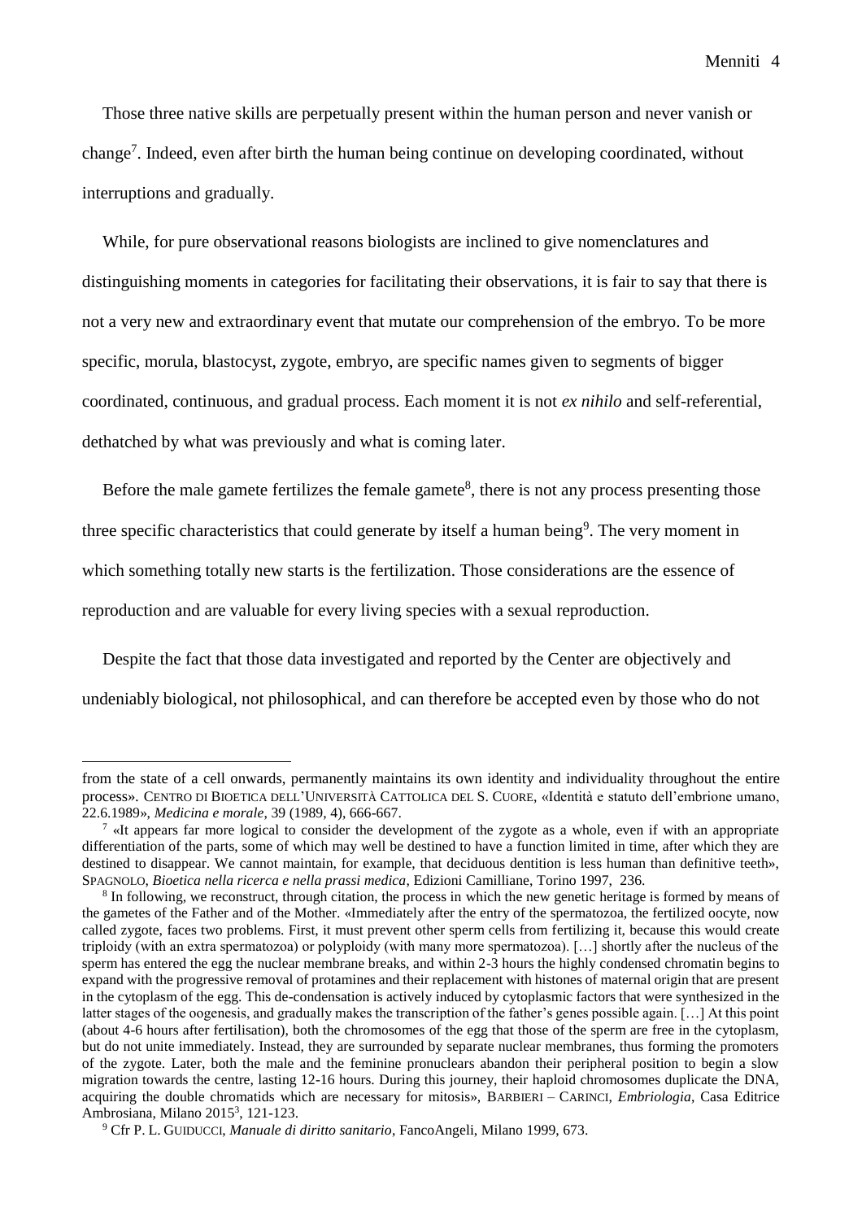Those three native skills are perpetually present within the human person and never vanish or change[7]. Indeed, even after birth the human being continue on developing coordinated, without interruptions and gradually.

While, for pure observational reasons biologists are inclined to give nomenclatures and distinguishing moments in categories for facilitating their observations, it is fair to say that there is not a very new and extraordinary event that mutate our comprehension of the embryo. To be more specific, morula, blastocyst, zygote, embryo, are specific names given to segments of bigger coordinated, continuous, and gradual process. Each moment it is not *ex nihilo* and self-referential, dethatched by what was previously and what is coming later.

Before the male gamete fertilizes the female gamete[8], there is not any process presenting those three specific characteristics that could generate by itself a human being[9]. The very moment in which something totally new starts is the fertilization. Those considerations are the essence of reproduction and are valuable for every living species with a sexual reproduction.

Despite the fact that those data investigated and reported by the Center are objectively and undeniably biological, not philosophical, and can therefore be accepted even by those who do not

---

from the state of a cell onwards, permanently maintains its own identity and individuality throughout the entire process». CENTRO DI BIOETICA DELL'UNIVERSITÀ CATTOLICA DEL S. CUORE, «Identità e statuto dell'embrione umano, 22.6.1989», *Medicina e morale*, 39 (1989, 4), 666-667.

[7] «It appears far more logical to consider the development of the zygote as a whole, even if with an appropriate differentiation of the parts, some of which may well be destined to have a function limited in time, after which they are destined to disappear. We cannot maintain, for example, that deciduous dentition is less human than definitive teeth», SPAGNOLO, *Bioetica nella ricerca e nella prassi medica*, Edizioni Camilliane, Torino 1997, 236.

[8] In following, we reconstruct, through citation, the process in which the new genetic heritage is formed by means of the gametes of the Father and of the Mother. «Immediately after the entry of the spermatozoa, the fertilized oocyte, now called zygote, faces two problems. First, it must prevent other sperm cells from fertilizing it, because this would create triploidy (with an extra spermatozoa) or polyploidy (with many more spermatozoa). […] shortly after the nucleus of the sperm has entered the egg the nuclear membrane breaks, and within 2-3 hours the highly condensed chromatin begins to expand with the progressive removal of protamines and their replacement with histones of maternal origin that are present in the cytoplasm of the egg. This de-condensation is actively induced by cytoplasmic factors that were synthesized in the latter stages of the oogenesis, and gradually makes the transcription of the father's genes possible again. […] At this point (about 4-6 hours after fertilisation), both the chromosomes of the egg that those of the sperm are free in the cytoplasm, but do not unite immediately. Instead, they are surrounded by separate nuclear membranes, thus forming the promoters of the zygote. Later, both the male and the feminine pronuclears abandon their peripheral position to begin a slow migration towards the centre, lasting 12-16 hours. During this journey, their haploid chromosomes duplicate the DNA, acquiring the double chromatids which are necessary for mitosis», BARBIERI – CARINCI, *Embriologia*, Casa Editrice Ambrosiana, Milano 2015[3], 121-123.

[9] Cfr P. L. GUIDUCCI, *Manuale di diritto sanitario*, FancoAngeli, Milano 1999, 673.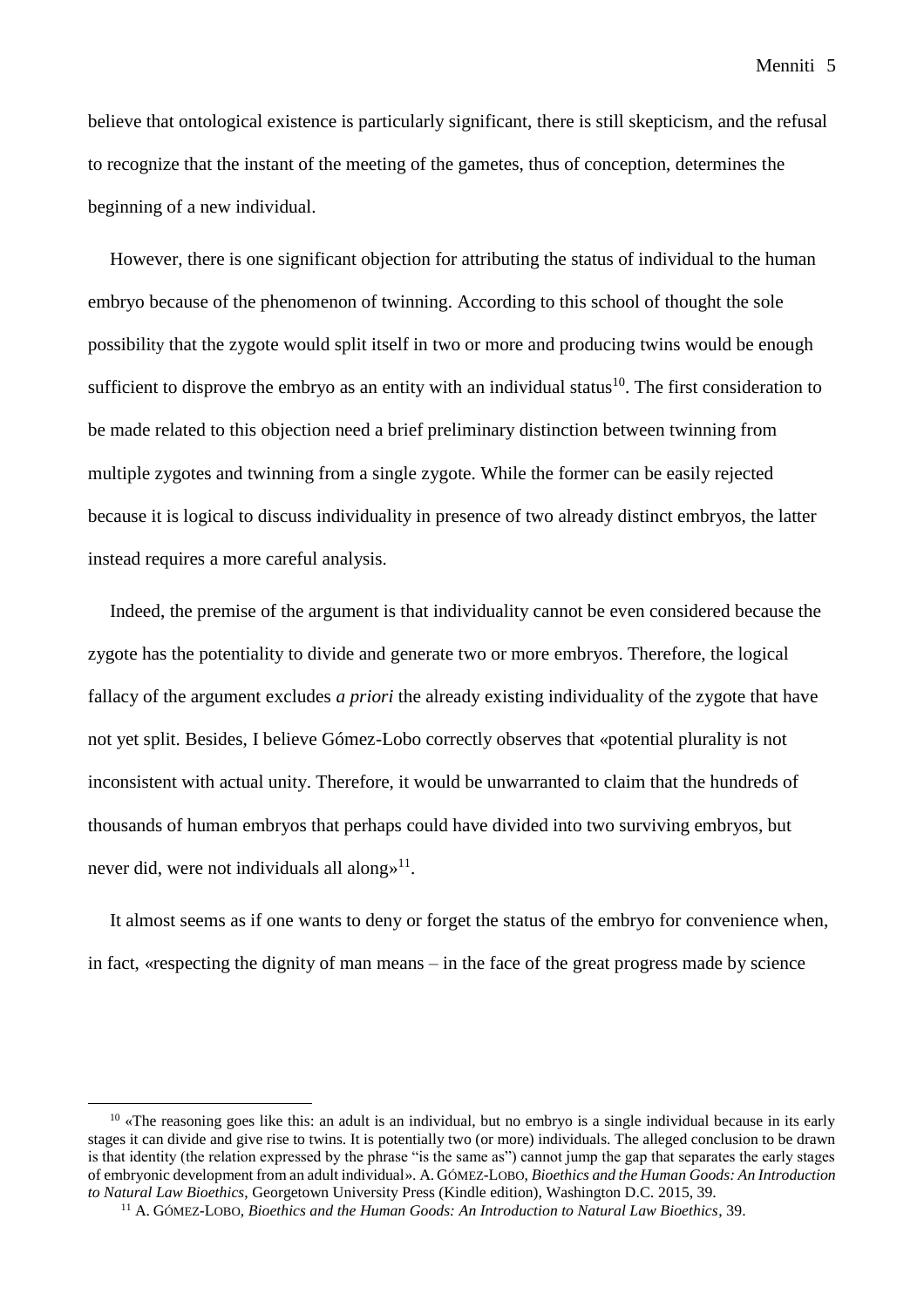believe that ontological existence is particularly significant, there is still skepticism, and the refusal to recognize that the instant of the meeting of the gametes, thus of conception, determines the beginning of a new individual.

However, there is one significant objection for attributing the status of individual to the human embryo because of the phenomenon of twinning. According to this school of thought the sole possibility that the zygote would split itself in two or more and producing twins would be enough sufficient to disprove the embryo as an entity with an individual status[10]. The first consideration to be made related to this objection need a brief preliminary distinction between twinning from multiple zygotes and twinning from a single zygote. While the former can be easily rejected because it is logical to discuss individuality in presence of two already distinct embryos, the latter instead requires a more careful analysis.

Indeed, the premise of the argument is that individuality cannot be even considered because the zygote has the potentiality to divide and generate two or more embryos. Therefore, the logical fallacy of the argument excludes *a priori* the already existing individuality of the zygote that have not yet split. Besides, I believe Gómez-Lobo correctly observes that «potential plurality is not inconsistent with actual unity. Therefore, it would be unwarranted to claim that the hundreds of thousands of human embryos that perhaps could have divided into two surviving embryos, but never did, were not individuals all along»[11].

It almost seems as if one wants to deny or forget the status of the embryo for convenience when, in fact, «respecting the dignity of man means – in the face of the great progress made by science

---

[10] «The reasoning goes like this: an adult is an individual, but no embryo is a single individual because in its early stages it can divide and give rise to twins. It is potentially two (or more) individuals. The alleged conclusion to be drawn is that identity (the relation expressed by the phrase "is the same as") cannot jump the gap that separates the early stages of embryonic development from an adult individual». A. GÓMEZ-LOBO, *Bioethics and the Human Goods: An Introduction to Natural Law Bioethics*, Georgetown University Press (Kindle edition), Washington D.C. 2015, 39.

[11] A. GÓMEZ-LOBO, *Bioethics and the Human Goods: An Introduction to Natural Law Bioethics*, 39.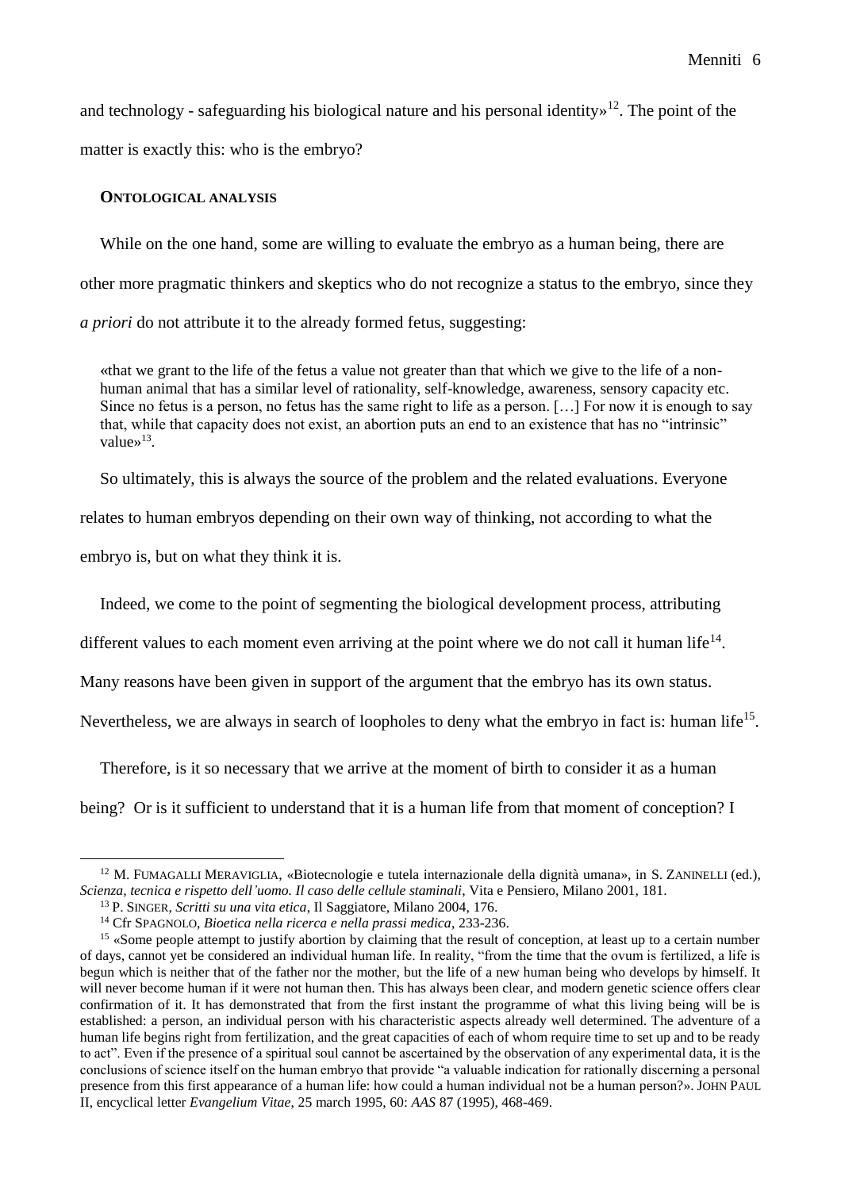and technology - safeguarding his biological nature and his personal identity»[12]. The point of the matter is exactly this: who is the embryo?

## Ontological analysis

While on the one hand, some are willing to evaluate the embryo as a human being, there are other more pragmatic thinkers and skeptics who do not recognize a status to the embryo, since they *a priori* do not attribute it to the already formed fetus, suggesting:

> «that we grant to the life of the fetus a value not greater than that which we give to the life of a non-human animal that has a similar level of rationality, self-knowledge, awareness, sensory capacity etc. Since no fetus is a person, no fetus has the same right to life as a person. […] For now it is enough to say that, while that capacity does not exist, an abortion puts an end to an existence that has no "intrinsic" value»[13].

So ultimately, this is always the source of the problem and the related evaluations. Everyone relates to human embryos depending on their own way of thinking, not according to what the embryo is, but on what they think it is.

Indeed, we come to the point of segmenting the biological development process, attributing different values to each moment even arriving at the point where we do not call it human life[14]. Many reasons have been given in support of the argument that the embryo has its own status. Nevertheless, we are always in search of loopholes to deny what the embryo in fact is: human life[15].

Therefore, is it so necessary that we arrive at the moment of birth to consider it as a human being? Or is it sufficient to understand that it is a human life from that moment of conception? I

---

[12] M. Fumagalli Meraviglia, «Biotecnologie e tutela internazionale della dignità umana», in S. Zaninelli (ed.), *Scienza, tecnica e rispetto dell'uomo. Il caso delle cellule staminali*, Vita e Pensiero, Milano 2001, 181.

[13] P. Singer, *Scritti su una vita etica*, Il Saggiatore, Milano 2004, 176.

[14] Cfr Spagnolo, *Bioetica nella ricerca e nella prassi medica*, 233-236.

[15] «Some people attempt to justify abortion by claiming that the result of conception, at least up to a certain number of days, cannot yet be considered an individual human life. In reality, "from the time that the ovum is fertilized, a life is begun which is neither that of the father nor the mother, but the life of a new human being who develops by himself. It will never become human if it were not human then. This has always been clear, and modern genetic science offers clear confirmation of it. It has demonstrated that from the first instant the programme of what this living being will be is established: a person, an individual person with his characteristic aspects already well determined. The adventure of a human life begins right from fertilization, and the great capacities of each of whom require time to set up and to be ready to act". Even if the presence of a spiritual soul cannot be ascertained by the observation of any experimental data, it is the conclusions of science itself on the human embryo that provide "a valuable indication for rationally discerning a personal presence from this first appearance of a human life: how could a human individual not be a human person?». John Paul II, encyclical letter *Evangelium Vitae*, 25 march 1995, 60: *AAS* 87 (1995), 468-469.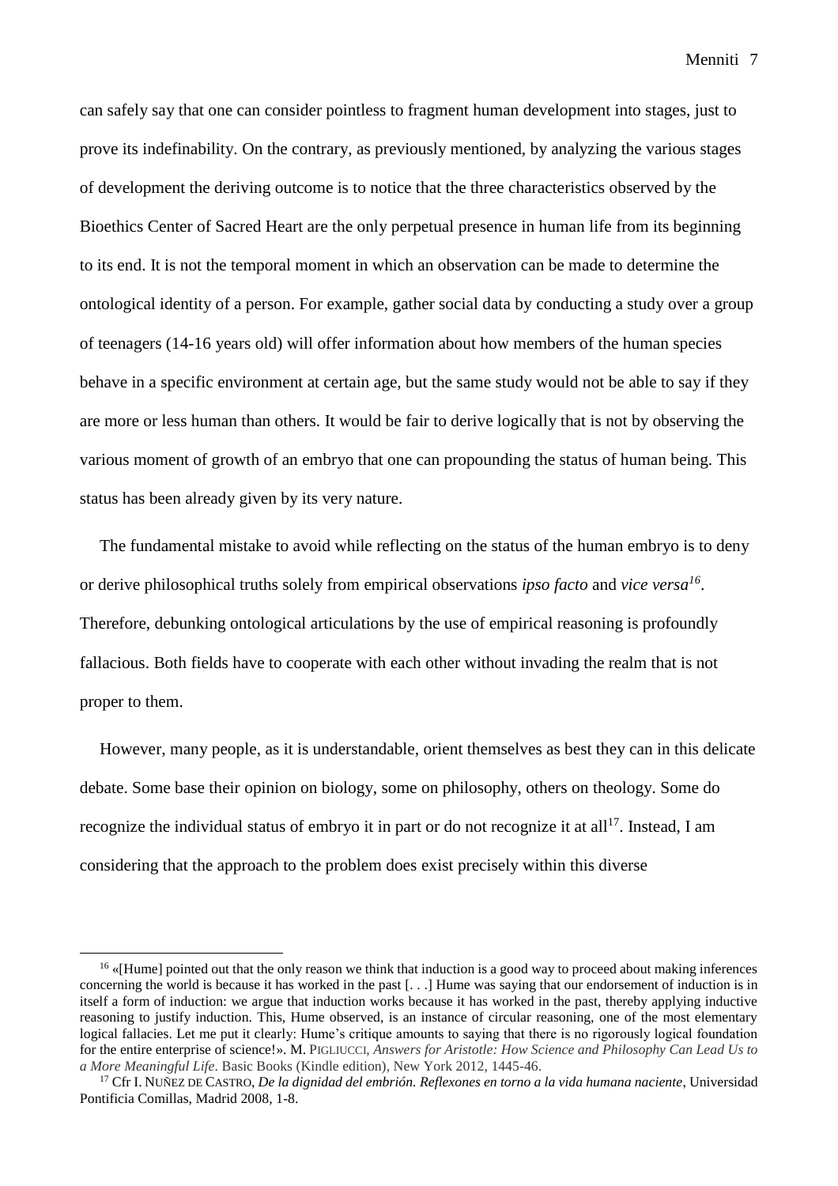can safely say that one can consider pointless to fragment human development into stages, just to prove its indefinability. On the contrary, as previously mentioned, by analyzing the various stages of development the deriving outcome is to notice that the three characteristics observed by the Bioethics Center of Sacred Heart are the only perpetual presence in human life from its beginning to its end. It is not the temporal moment in which an observation can be made to determine the ontological identity of a person. For example, gather social data by conducting a study over a group of teenagers (14-16 years old) will offer information about how members of the human species behave in a specific environment at certain age, but the same study would not be able to say if they are more or less human than others. It would be fair to derive logically that is not by observing the various moment of growth of an embryo that one can propounding the status of human being. This status has been already given by its very nature.

The fundamental mistake to avoid while reflecting on the status of the human embryo is to deny or derive philosophical truths solely from empirical observations *ipso facto* and *vice versa*[16]. Therefore, debunking ontological articulations by the use of empirical reasoning is profoundly fallacious. Both fields have to cooperate with each other without invading the realm that is not proper to them.

However, many people, as it is understandable, orient themselves as best they can in this delicate debate. Some base their opinion on biology, some on philosophy, others on theology. Some do recognize the individual status of embryo it in part or do not recognize it at all[17]. Instead, I am considering that the approach to the problem does exist precisely within this diverse

---

[16] «[Hume] pointed out that the only reason we think that induction is a good way to proceed about making inferences concerning the world is because it has worked in the past [. . .] Hume was saying that our endorsement of induction is in itself a form of induction: we argue that induction works because it has worked in the past, thereby applying inductive reasoning to justify induction. This, Hume observed, is an instance of circular reasoning, one of the most elementary logical fallacies. Let me put it clearly: Hume's critique amounts to saying that there is no rigorously logical foundation for the entire enterprise of science!». M. PIGLIUCCI, *Answers for Aristotle: How Science and Philosophy Can Lead Us to a More Meaningful Life*. Basic Books (Kindle edition), New York 2012, 1445-46.

[17] Cfr I. NUÑEZ DE CASTRO, *De la dignidad del embrión. Reflexones en torno a la vida humana naciente*, Universidad Pontificia Comillas, Madrid 2008, 1-8.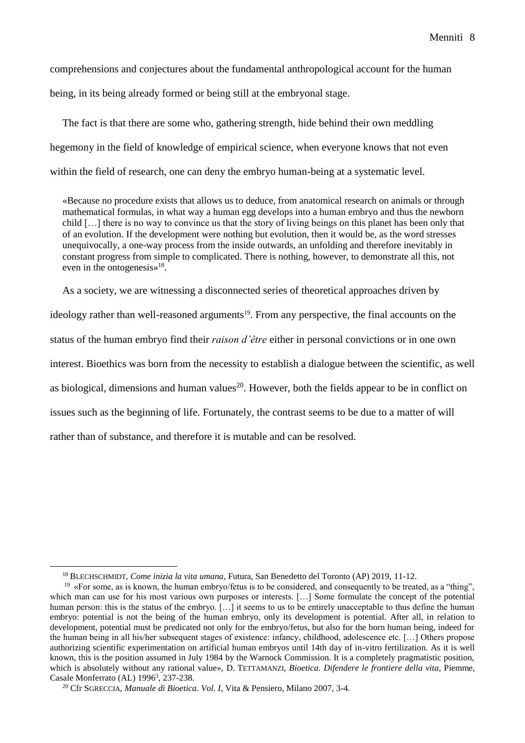comprehensions and conjectures about the fundamental anthropological account for the human being, in its being already formed or being still at the embryonal stage.

The fact is that there are some who, gathering strength, hide behind their own meddling hegemony in the field of knowledge of empirical science, when everyone knows that not even within the field of research, one can deny the embryo human-being at a systematic level.

> «Because no procedure exists that allows us to deduce, from anatomical research on animals or through mathematical formulas, in what way a human egg develops into a human embryo and thus the newborn child […] there is no way to convince us that the story of living beings on this planet has been only that of an evolution. If the development were nothing but evolution, then it would be, as the word stresses unequivocally, a one-way process from the inside outwards, an unfolding and therefore inevitably in constant progress from simple to complicated. There is nothing, however, to demonstrate all this, not even in the ontogenesis»[18].

As a society, we are witnessing a disconnected series of theoretical approaches driven by ideology rather than well-reasoned arguments[19]. From any perspective, the final accounts on the status of the human embryo find their *raison d'être* either in personal convictions or in one own interest. Bioethics was born from the necessity to establish a dialogue between the scientific, as well as biological, dimensions and human values[20]. However, both the fields appear to be in conflict on issues such as the beginning of life. Fortunately, the contrast seems to be due to a matter of will rather than of substance, and therefore it is mutable and can be resolved.

---

[18] BLECHSCHMIDT, *Come inizia la vita umana*, Futura, San Benedetto del Toronto (AP) 2019, 11-12.

[19] «For some, as is known, the human embryo/fetus is to be considered, and consequently to be treated, as a "thing", which man can use for his most various own purposes or interests. […] Some formulate the concept of the potential human person: this is the status of the embryo. […] it seems to us to be entirely unacceptable to thus define the human embryo: potential is not the being of the human embryo, only its development is potential. After all, in relation to development, potential must be predicated not only for the embryo/fetus, but also for the born human being, indeed for the human being in all his/her subsequent stages of existence: infancy, childhood, adolescence etc. […] Others propose authorizing scientific experimentation on artificial human embryos until 14th day of in-vitro fertilization. As it is well known, this is the position assumed in July 1984 by the Warnock Commission. It is a completely pragmatistic position, which is absolutely without any rational value», D. TETTAMANZI, *Bioetica. Difendere le frontiere della vita*, Piemme, Casale Monferrato (AL) 1996[3], 237-238.

[20] Cfr SGRECCIA, *Manuale di Bioetica. Vol. I*, Vita & Pensiero, Milano 2007, 3-4.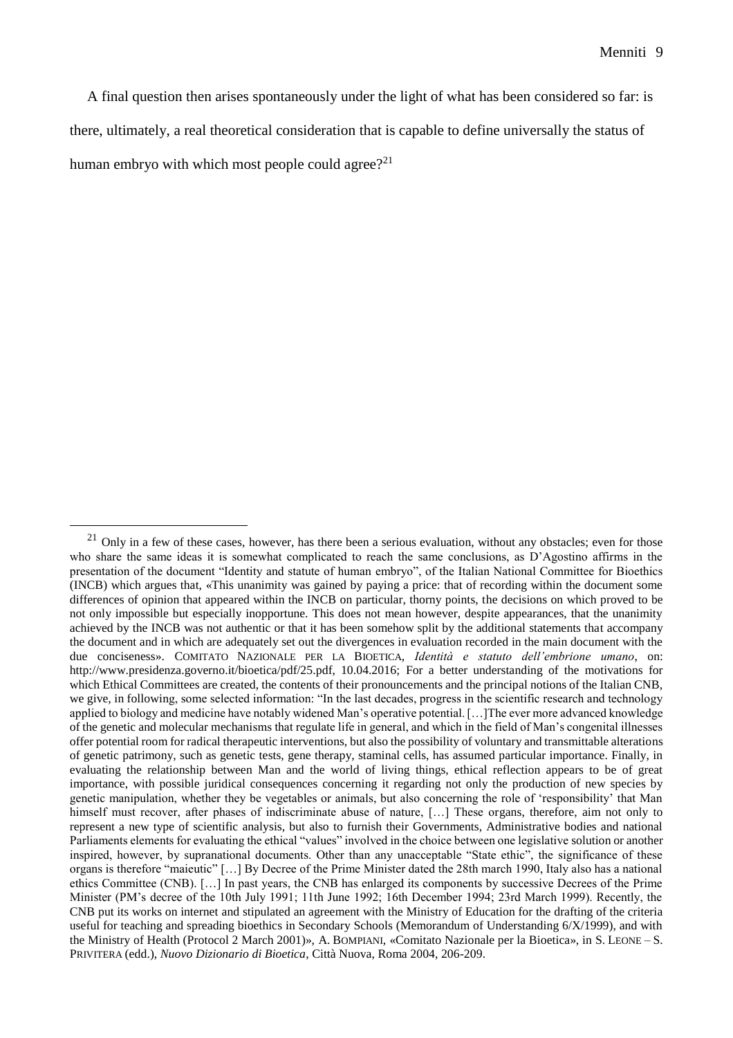A final question then arises spontaneously under the light of what has been considered so far: is there, ultimately, a real theoretical consideration that is capable to define universally the status of human embryo with which most people could agree?[21]

---

[21] Only in a few of these cases, however, has there been a serious evaluation, without any obstacles; even for those who share the same ideas it is somewhat complicated to reach the same conclusions, as D'Agostino affirms in the presentation of the document "Identity and statute of human embryo", of the Italian National Committee for Bioethics (INCB) which argues that, «This unanimity was gained by paying a price: that of recording within the document some differences of opinion that appeared within the INCB on particular, thorny points, the decisions on which proved to be not only impossible but especially inopportune. This does not mean however, despite appearances, that the unanimity achieved by the INCB was not authentic or that it has been somehow split by the additional statements that accompany the document and in which are adequately set out the divergences in evaluation recorded in the main document with the due conciseness». COMITATO NAZIONALE PER LA BIOETICA, *Identità e statuto dell'embrione umano*, on: http://www.presidenza.governo.it/bioetica/pdf/25.pdf, 10.04.2016; For a better understanding of the motivations for which Ethical Committees are created, the contents of their pronouncements and the principal notions of the Italian CNB, we give, in following, some selected information: "In the last decades, progress in the scientific research and technology applied to biology and medicine have notably widened Man's operative potential. […]The ever more advanced knowledge of the genetic and molecular mechanisms that regulate life in general, and which in the field of Man's congenital illnesses offer potential room for radical therapeutic interventions, but also the possibility of voluntary and transmittable alterations of genetic patrimony, such as genetic tests, gene therapy, staminal cells, has assumed particular importance. Finally, in evaluating the relationship between Man and the world of living things, ethical reflection appears to be of great importance, with possible juridical consequences concerning it regarding not only the production of new species by genetic manipulation, whether they be vegetables or animals, but also concerning the role of 'responsibility' that Man himself must recover, after phases of indiscriminate abuse of nature, […] These organs, therefore, aim not only to represent a new type of scientific analysis, but also to furnish their Governments, Administrative bodies and national Parliaments elements for evaluating the ethical "values" involved in the choice between one legislative solution or another inspired, however, by supranational documents. Other than any unacceptable "State ethic", the significance of these organs is therefore "maieutic" […] By Decree of the Prime Minister dated the 28th march 1990, Italy also has a national ethics Committee (CNB). […] In past years, the CNB has enlarged its components by successive Decrees of the Prime Minister (PM's decree of the 10th July 1991; 11th June 1992; 16th December 1994; 23rd March 1999). Recently, the CNB put its works on internet and stipulated an agreement with the Ministry of Education for the drafting of the criteria useful for teaching and spreading bioethics in Secondary Schools (Memorandum of Understanding 6/X/1999), and with the Ministry of Health (Protocol 2 March 2001)», A. BOMPIANI, «Comitato Nazionale per la Bioetica», in S. LEONE – S. PRIVITERA (edd.), *Nuovo Dizionario di Bioetica*, Città Nuova, Roma 2004, 206-209.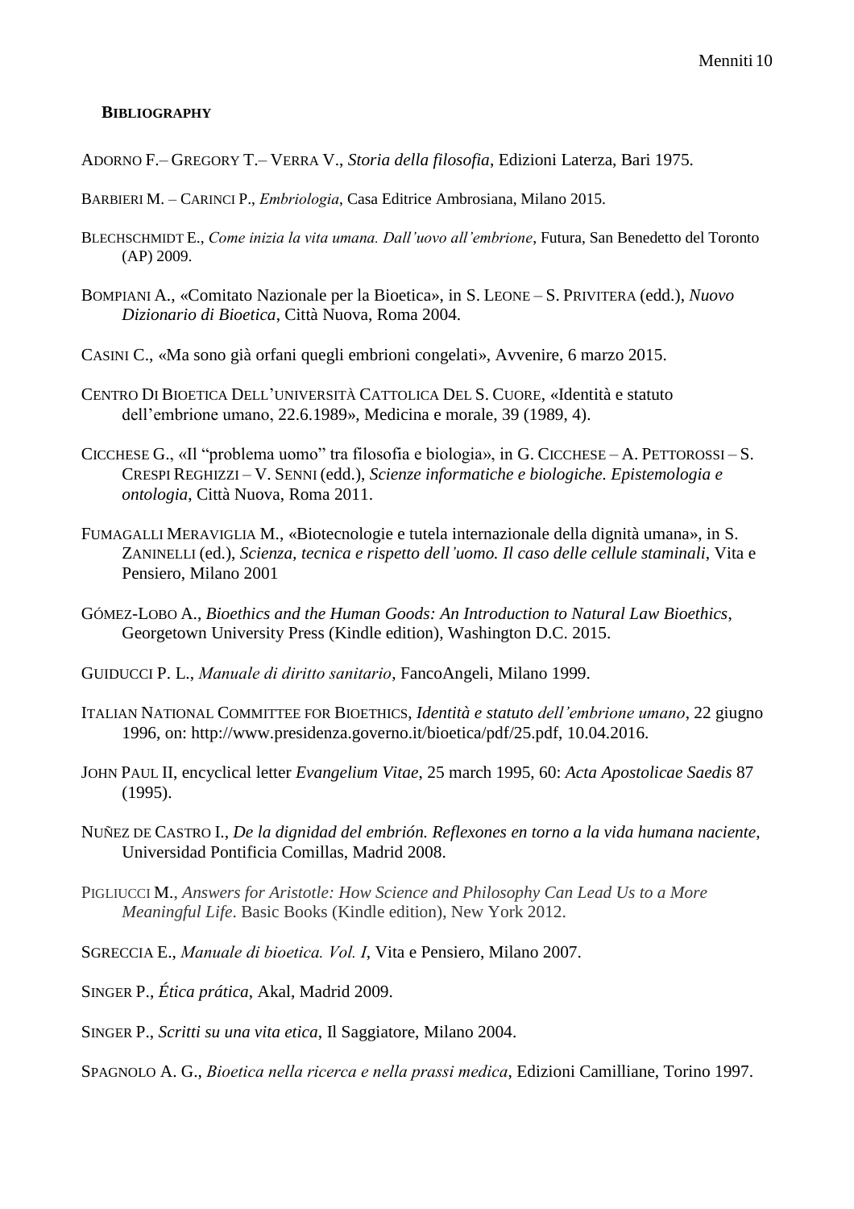## **BIBLIOGRAPHY**

ADORNO F.– GREGORY T.– VERRA V., *Storia della filosofia*, Edizioni Laterza, Bari 1975.

BARBIERI M. – CARINCI P., *Embriologia*, Casa Editrice Ambrosiana, Milano 2015.

BLECHSCHMIDT E., *Come inizia la vita umana. Dall'uovo all'embrione*, Futura, San Benedetto del Toronto (AP) 2009.

BOMPIANI A., «Comitato Nazionale per la Bioetica», in S. LEONE – S. PRIVITERA (edd.), *Nuovo Dizionario di Bioetica*, Città Nuova, Roma 2004.

CASINI C., «Ma sono già orfani quegli embrioni congelati», Avvenire, 6 marzo 2015.

CENTRO DI BIOETICA DELL'UNIVERSITÀ CATTOLICA DEL S. CUORE, «Identità e statuto dell'embrione umano, 22.6.1989», Medicina e morale, 39 (1989, 4).

CICCHESE G., «Il "problema uomo" tra filosofia e biologia», in G. CICCHESE – A. PETTOROSSI – S. CRESPI REGHIZZI – V. SENNI (edd.), *Scienze informatiche e biologiche. Epistemologia e ontologia*, Città Nuova, Roma 2011.

FUMAGALLI MERAVIGLIA M., «Biotecnologie e tutela internazionale della dignità umana», in S. ZANINELLI (ed.), *Scienza, tecnica e rispetto dell'uomo. Il caso delle cellule staminali*, Vita e Pensiero, Milano 2001

GÓMEZ-LOBO A., *Bioethics and the Human Goods: An Introduction to Natural Law Bioethics*, Georgetown University Press (Kindle edition), Washington D.C. 2015.

GUIDUCCI P. L., *Manuale di diritto sanitario*, FancoAngeli, Milano 1999.

ITALIAN NATIONAL COMMITTEE FOR BIOETHICS, *Identità e statuto dell'embrione umano*, 22 giugno 1996, on: http://www.presidenza.governo.it/bioetica/pdf/25.pdf, 10.04.2016.

JOHN PAUL II, encyclical letter *Evangelium Vitae*, 25 march 1995, 60: *Acta Apostolicae Saedis* 87 (1995).

NUÑEZ DE CASTRO I., *De la dignidad del embrión. Reflexones en torno a la vida humana naciente*, Universidad Pontificia Comillas, Madrid 2008.

PIGLIUCCI M., *Answers for Aristotle: How Science and Philosophy Can Lead Us to a More Meaningful Life*. Basic Books (Kindle edition), New York 2012.

SGRECCIA E., *Manuale di bioetica. Vol. I*, Vita e Pensiero, Milano 2007.

SINGER P., *Ética prática*, Akal, Madrid 2009.

SINGER P., *Scritti su una vita etica*, Il Saggiatore, Milano 2004.

SPAGNOLO A. G., *Bioetica nella ricerca e nella prassi medica*, Edizioni Camilliane, Torino 1997.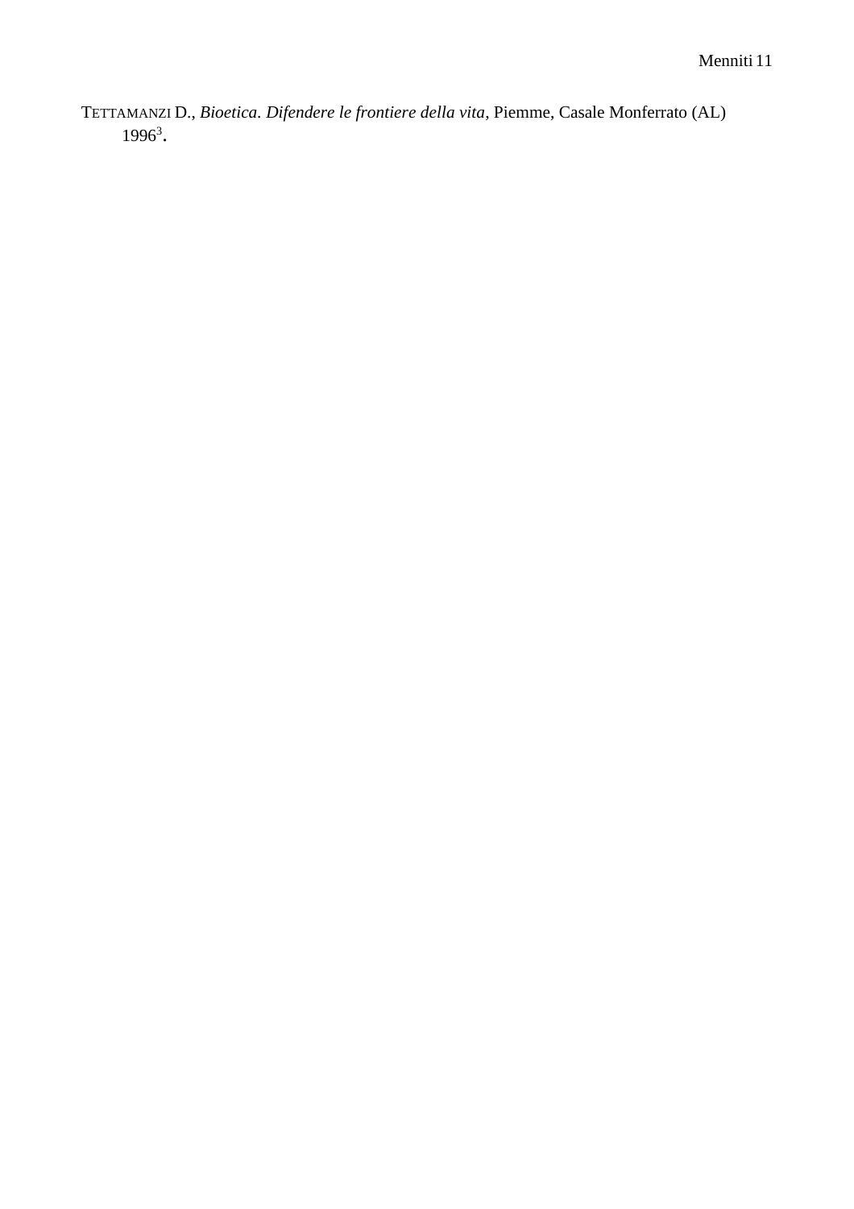TETTAMANZI D., *Bioetica. Difendere le frontiere della vita*, Piemme, Casale Monferrato (AL) 1996[3].